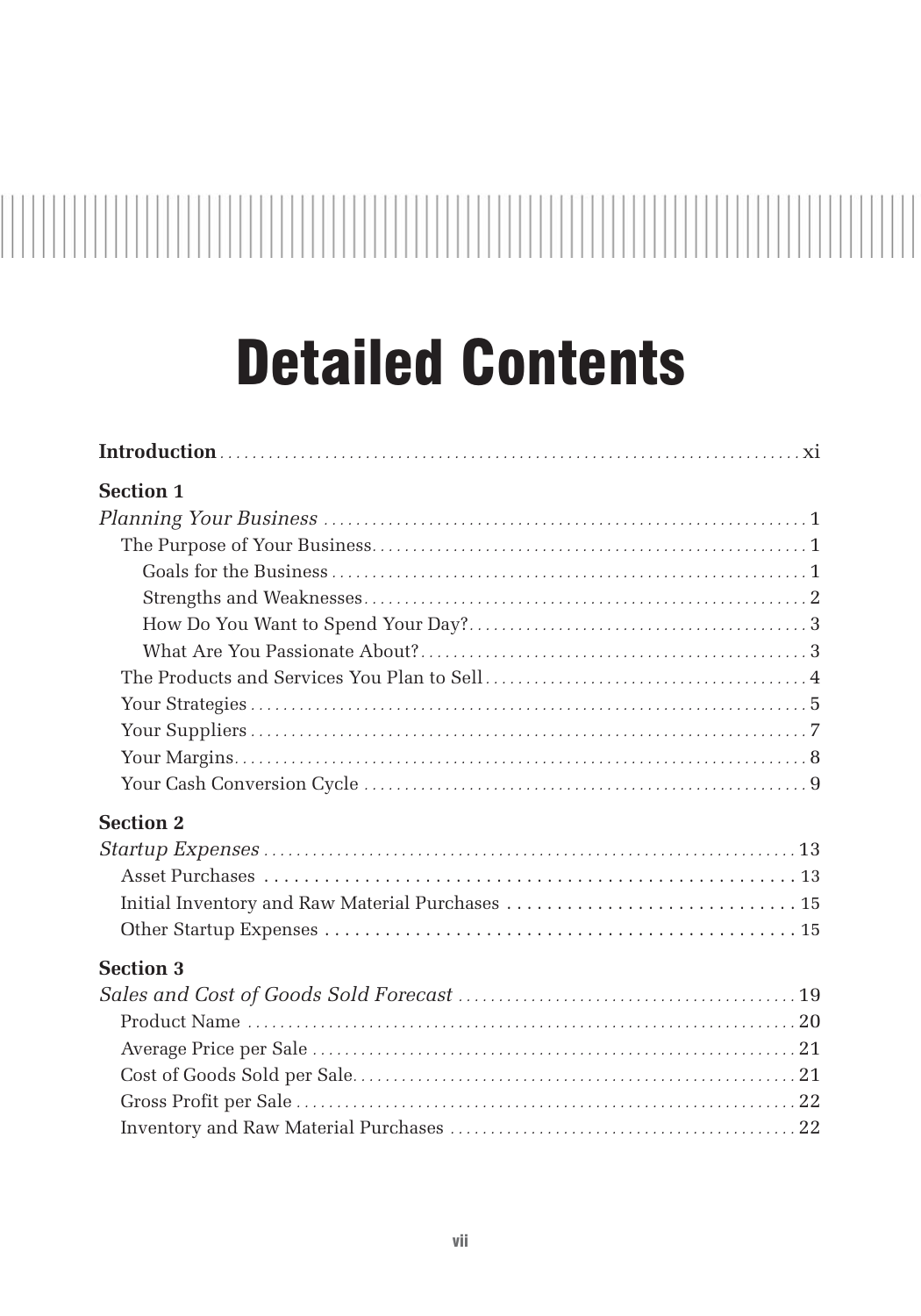# Detailed Contents

**Introduction** . . . . . . . . . . . . . . . . . . . . . . . . . . . . . . . . . . . . . . . . . . . . . . . . . . . . . . . xi

**Section 1**

*Planning Your Business* . . . . . . . . . . . . . . . . . . . . . . . . . . . . . . . . . . . . . . . . . . . . 1

- The Purpose of Your Business . . . . . . . . . . . . . . . . . . . . . . . . . . . . . . . . . . . . . . . 1
  - Goals for the Business . . . . . . . . . . . . . . . . . . . . . . . . . . . . . . . . . . . . . . . . . 1
  - Strengths and Weaknesses . . . . . . . . . . . . . . . . . . . . . . . . . . . . . . . . . . . . . . 2
  - How Do You Want to Spend Your Day? . . . . . . . . . . . . . . . . . . . . . . . . . . . . 3
  - What Are You Passionate About? . . . . . . . . . . . . . . . . . . . . . . . . . . . . . . . . . 3
- The Products and Services You Plan to Sell . . . . . . . . . . . . . . . . . . . . . . . . . . . 4
- Your Strategies . . . . . . . . . . . . . . . . . . . . . . . . . . . . . . . . . . . . . . . . . . . . . . . . 5
- Your Suppliers . . . . . . . . . . . . . . . . . . . . . . . . . . . . . . . . . . . . . . . . . . . . . . . . 7
- Your Margins . . . . . . . . . . . . . . . . . . . . . . . . . . . . . . . . . . . . . . . . . . . . . . . . . 8
- Your Cash Conversion Cycle . . . . . . . . . . . . . . . . . . . . . . . . . . . . . . . . . . . . . . 9

**Section 2**

*Startup Expenses* . . . . . . . . . . . . . . . . . . . . . . . . . . . . . . . . . . . . . . . . . . . . . . . 13

- Asset Purchases . . . . . . . . . . . . . . . . . . . . . . . . . . . . . . . . . . . . . . . . . . . . . . 13
- Initial Inventory and Raw Material Purchases . . . . . . . . . . . . . . . . . . . . . . . . 15
- Other Startup Expenses . . . . . . . . . . . . . . . . . . . . . . . . . . . . . . . . . . . . . . . . 15

**Section 3**

*Sales and Cost of Goods Sold Forecast* . . . . . . . . . . . . . . . . . . . . . . . . . . . . . . 19

- Product Name . . . . . . . . . . . . . . . . . . . . . . . . . . . . . . . . . . . . . . . . . . . . . . . 20
- Average Price per Sale . . . . . . . . . . . . . . . . . . . . . . . . . . . . . . . . . . . . . . . . . 21
- Cost of Goods Sold per Sale . . . . . . . . . . . . . . . . . . . . . . . . . . . . . . . . . . . . . 21
- Gross Profit per Sale . . . . . . . . . . . . . . . . . . . . . . . . . . . . . . . . . . . . . . . . . . 22
- Inventory and Raw Material Purchases . . . . . . . . . . . . . . . . . . . . . . . . . . . . 22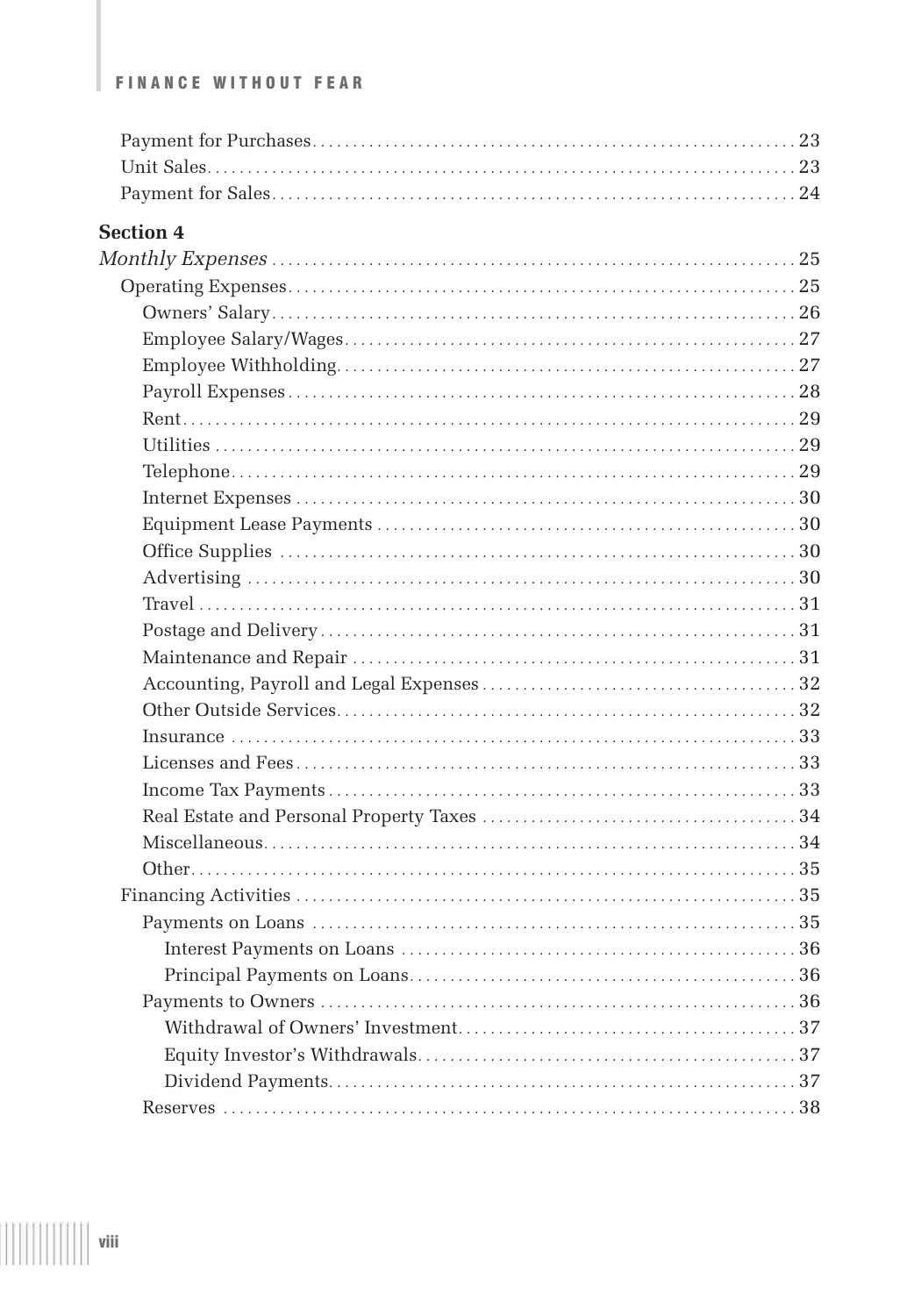Payment for Purchases ... 23
Unit Sales ... 23
Payment for Sales ... 24

**Section 4**

*Monthly Expenses* ... 25

- Operating Expenses ... 25
  - Owners' Salary ... 26
  - Employee Salary/Wages ... 27
  - Employee Withholding ... 27
  - Payroll Expenses ... 28
  - Rent ... 29
  - Utilities ... 29
  - Telephone ... 29
  - Internet Expenses ... 30
  - Equipment Lease Payments ... 30
  - Office Supplies ... 30
  - Advertising ... 30
  - Travel ... 31
  - Postage and Delivery ... 31
  - Maintenance and Repair ... 31
  - Accounting, Payroll and Legal Expenses ... 32
  - Other Outside Services ... 32
  - Insurance ... 33
  - Licenses and Fees ... 33
  - Income Tax Payments ... 33
  - Real Estate and Personal Property Taxes ... 34
  - Miscellaneous ... 34
  - Other ... 35
- Financing Activities ... 35
  - Payments on Loans ... 35
    - Interest Payments on Loans ... 36
    - Principal Payments on Loans ... 36
  - Payments to Owners ... 36
    - Withdrawal of Owners' Investment ... 37
    - Equity Investor's Withdrawals ... 37
    - Dividend Payments ... 37
  - Reserves ... 38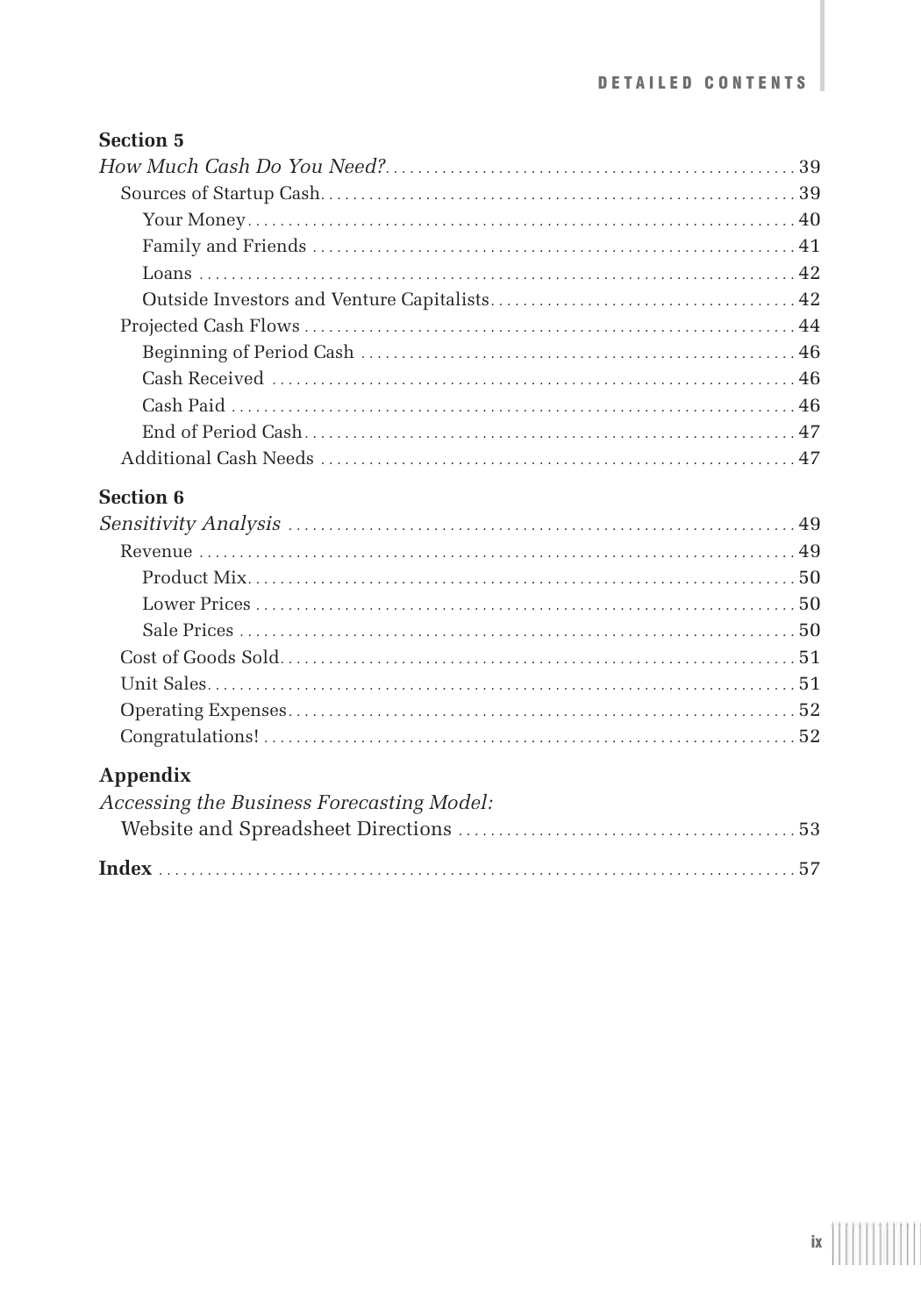**Section 5**

*How Much Cash Do You Need?* .......... 39

- Sources of Startup Cash .......... 39
  - Your Money .......... 40
  - Family and Friends .......... 41
  - Loans .......... 42
  - Outside Investors and Venture Capitalists .......... 42
- Projected Cash Flows .......... 44
  - Beginning of Period Cash .......... 46
  - Cash Received .......... 46
  - Cash Paid .......... 46
  - End of Period Cash .......... 47
- Additional Cash Needs .......... 47

**Section 6**

*Sensitivity Analysis* .......... 49

- Revenue .......... 49
  - Product Mix .......... 50
  - Lower Prices .......... 50
  - Sale Prices .......... 50
- Cost of Goods Sold .......... 51
- Unit Sales .......... 51
- Operating Expenses .......... 52
- Congratulations! .......... 52

**Appendix**

*Accessing the Business Forecasting Model:*
Website and Spreadsheet Directions .......... 53

**Index** .......... 57